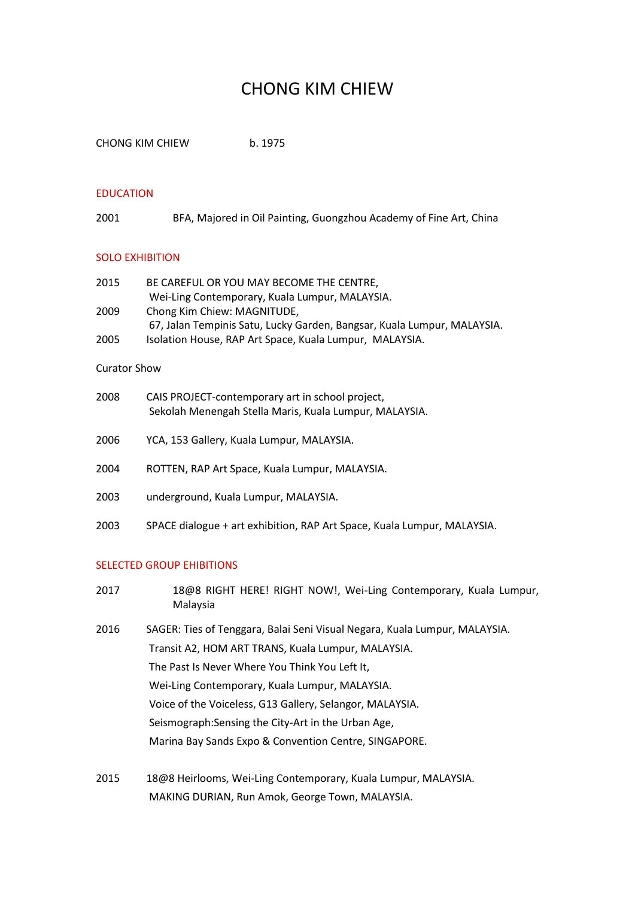# CHONG KIM CHIEW

CHONG KIM CHIEW b. 1975

## EDUCATION

2001 BFA, Majored in Oil Painting, Guongzhou Academy of Fine Art, China

## SOLO EXHIBITION

2015 BE CAREFUL OR YOU MAY BECOME THE CENTRE,
Wei-Ling Contemporary, Kuala Lumpur, MALAYSIA.

2009 Chong Kim Chiew: MAGNITUDE,
67, Jalan Tempinis Satu, Lucky Garden, Bangsar, Kuala Lumpur, MALAYSIA.

2005 Isolation House, RAP Art Space, Kuala Lumpur, MALAYSIA.

### Curator Show

2008 CAIS PROJECT-contemporary art in school project,
Sekolah Menengah Stella Maris, Kuala Lumpur, MALAYSIA.

2006 YCA, 153 Gallery, Kuala Lumpur, MALAYSIA.

2004 ROTTEN, RAP Art Space, Kuala Lumpur, MALAYSIA.

2003 underground, Kuala Lumpur, MALAYSIA.

2003 SPACE dialogue + art exhibition, RAP Art Space, Kuala Lumpur, MALAYSIA.

## SELECTED GROUP EHIBITIONS

2017 18@8 RIGHT HERE! RIGHT NOW!, Wei-Ling Contemporary, Kuala Lumpur, Malaysia

2016 SAGER: Ties of Tenggara, Balai Seni Visual Negara, Kuala Lumpur, MALAYSIA.
Transit A2, HOM ART TRANS, Kuala Lumpur, MALAYSIA.
The Past Is Never Where You Think You Left It,
Wei-Ling Contemporary, Kuala Lumpur, MALAYSIA.
Voice of the Voiceless, G13 Gallery, Selangor, MALAYSIA.
Seismograph:Sensing the City-Art in the Urban Age,
Marina Bay Sands Expo & Convention Centre, SINGAPORE.

2015 18@8 Heirlooms, Wei-Ling Contemporary, Kuala Lumpur, MALAYSIA.
MAKING DURIAN, Run Amok, George Town, MALAYSIA.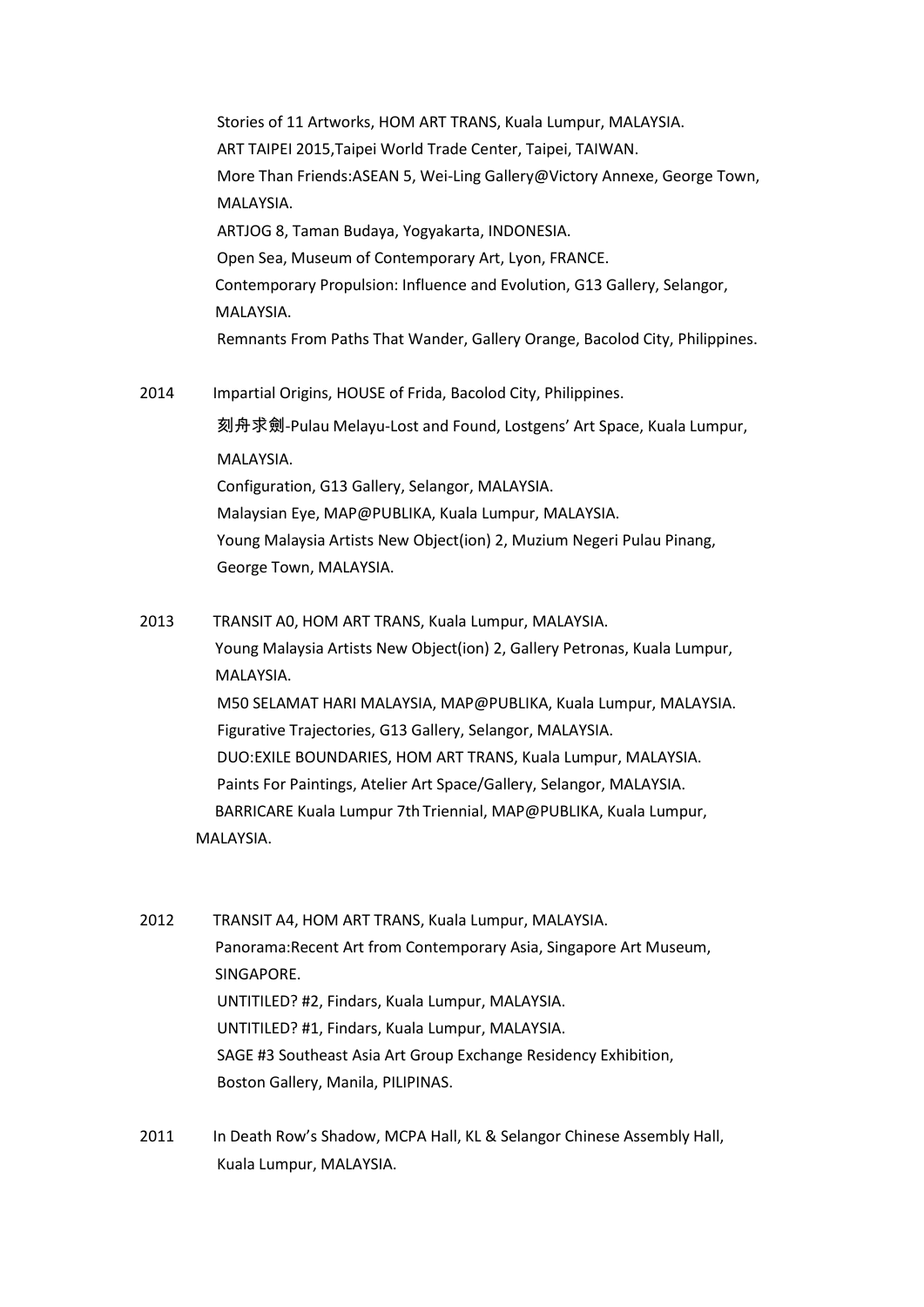Stories of 11 Artworks, HOM ART TRANS, Kuala Lumpur, MALAYSIA.
ART TAIPEI 2015,Taipei World Trade Center, Taipei, TAIWAN.
More Than Friends:ASEAN 5, Wei-Ling Gallery@Victory Annexe, George Town, MALAYSIA.
ARTJOG 8, Taman Budaya, Yogyakarta, INDONESIA.
Open Sea, Museum of Contemporary Art, Lyon, FRANCE.
Contemporary Propulsion: Influence and Evolution, G13 Gallery, Selangor, MALAYSIA.
Remnants From Paths That Wander, Gallery Orange, Bacolod City, Philippines.

2014 Impartial Origins, HOUSE of Frida, Bacolod City, Philippines.
刻舟求劍-Pulau Melayu-Lost and Found, Lostgens' Art Space, Kuala Lumpur, MALAYSIA.
Configuration, G13 Gallery, Selangor, MALAYSIA.
Malaysian Eye, MAP@PUBLIKA, Kuala Lumpur, MALAYSIA.
Young Malaysia Artists New Object(ion) 2, Muzium Negeri Pulau Pinang, George Town, MALAYSIA.

2013 TRANSIT A0, HOM ART TRANS, Kuala Lumpur, MALAYSIA.
Young Malaysia Artists New Object(ion) 2, Gallery Petronas, Kuala Lumpur, MALAYSIA.
M50 SELAMAT HARI MALAYSIA, MAP@PUBLIKA, Kuala Lumpur, MALAYSIA.
Figurative Trajectories, G13 Gallery, Selangor, MALAYSIA.
DUO:EXILE BOUNDARIES, HOM ART TRANS, Kuala Lumpur, MALAYSIA.
Paints For Paintings, Atelier Art Space/Gallery, Selangor, MALAYSIA.
BARRICARE Kuala Lumpur 7th Triennial, MAP@PUBLIKA, Kuala Lumpur, MALAYSIA.

2012 TRANSIT A4, HOM ART TRANS, Kuala Lumpur, MALAYSIA.
Panorama:Recent Art from Contemporary Asia, Singapore Art Museum, SINGAPORE.
UNTITILED? #2, Findars, Kuala Lumpur, MALAYSIA.
UNTITILED? #1, Findars, Kuala Lumpur, MALAYSIA.
SAGE #3 Southeast Asia Art Group Exchange Residency Exhibition, Boston Gallery, Manila, PILIPINAS.

2011 In Death Row's Shadow, MCPA Hall, KL & Selangor Chinese Assembly Hall, Kuala Lumpur, MALAYSIA.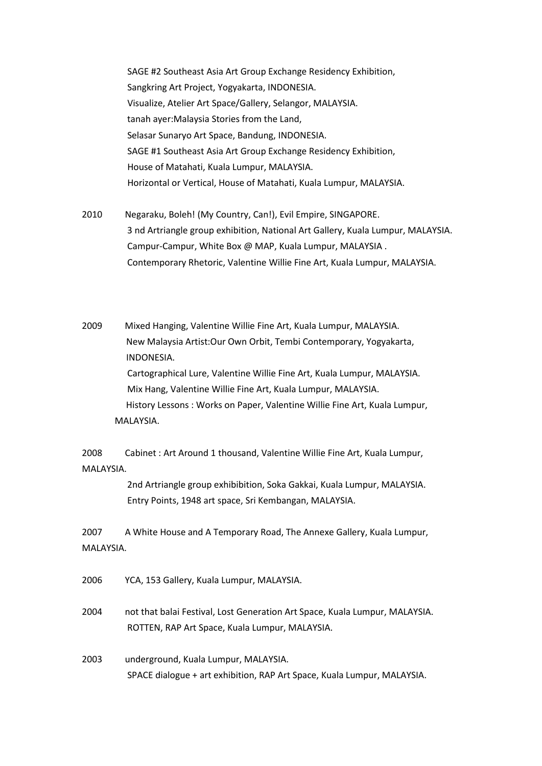SAGE #2 Southeast Asia Art Group Exchange Residency Exhibition,
Sangkring Art Project, Yogyakarta, INDONESIA.
Visualize, Atelier Art Space/Gallery, Selangor, MALAYSIA.
tanah ayer:Malaysia Stories from the Land,
Selasar Sunaryo Art Space, Bandung, INDONESIA.
SAGE #1 Southeast Asia Art Group Exchange Residency Exhibition,
House of Matahati, Kuala Lumpur, MALAYSIA.
Horizontal or Vertical, House of Matahati, Kuala Lumpur, MALAYSIA.

2010 Negaraku, Boleh! (My Country, Can!), Evil Empire, SINGAPORE.
3 nd Artriangle group exhibition, National Art Gallery, Kuala Lumpur, MALAYSIA.
Campur-Campur, White Box @ MAP, Kuala Lumpur, MALAYSIA .
Contemporary Rhetoric, Valentine Willie Fine Art, Kuala Lumpur, MALAYSIA.

2009 Mixed Hanging, Valentine Willie Fine Art, Kuala Lumpur, MALAYSIA.
New Malaysia Artist:Our Own Orbit, Tembi Contemporary, Yogyakarta, INDONESIA.
Cartographical Lure, Valentine Willie Fine Art, Kuala Lumpur, MALAYSIA.
Mix Hang, Valentine Willie Fine Art, Kuala Lumpur, MALAYSIA.
History Lessons : Works on Paper, Valentine Willie Fine Art, Kuala Lumpur, MALAYSIA.

2008 Cabinet : Art Around 1 thousand, Valentine Willie Fine Art, Kuala Lumpur, MALAYSIA.
2nd Artriangle group exhibibition, Soka Gakkai, Kuala Lumpur, MALAYSIA.
Entry Points, 1948 art space, Sri Kembangan, MALAYSIA.

2007 A White House and A Temporary Road, The Annexe Gallery, Kuala Lumpur, MALAYSIA.

2006 YCA, 153 Gallery, Kuala Lumpur, MALAYSIA.

2004 not that balai Festival, Lost Generation Art Space, Kuala Lumpur, MALAYSIA.
ROTTEN, RAP Art Space, Kuala Lumpur, MALAYSIA.

2003 underground, Kuala Lumpur, MALAYSIA.
SPACE dialogue + art exhibition, RAP Art Space, Kuala Lumpur, MALAYSIA.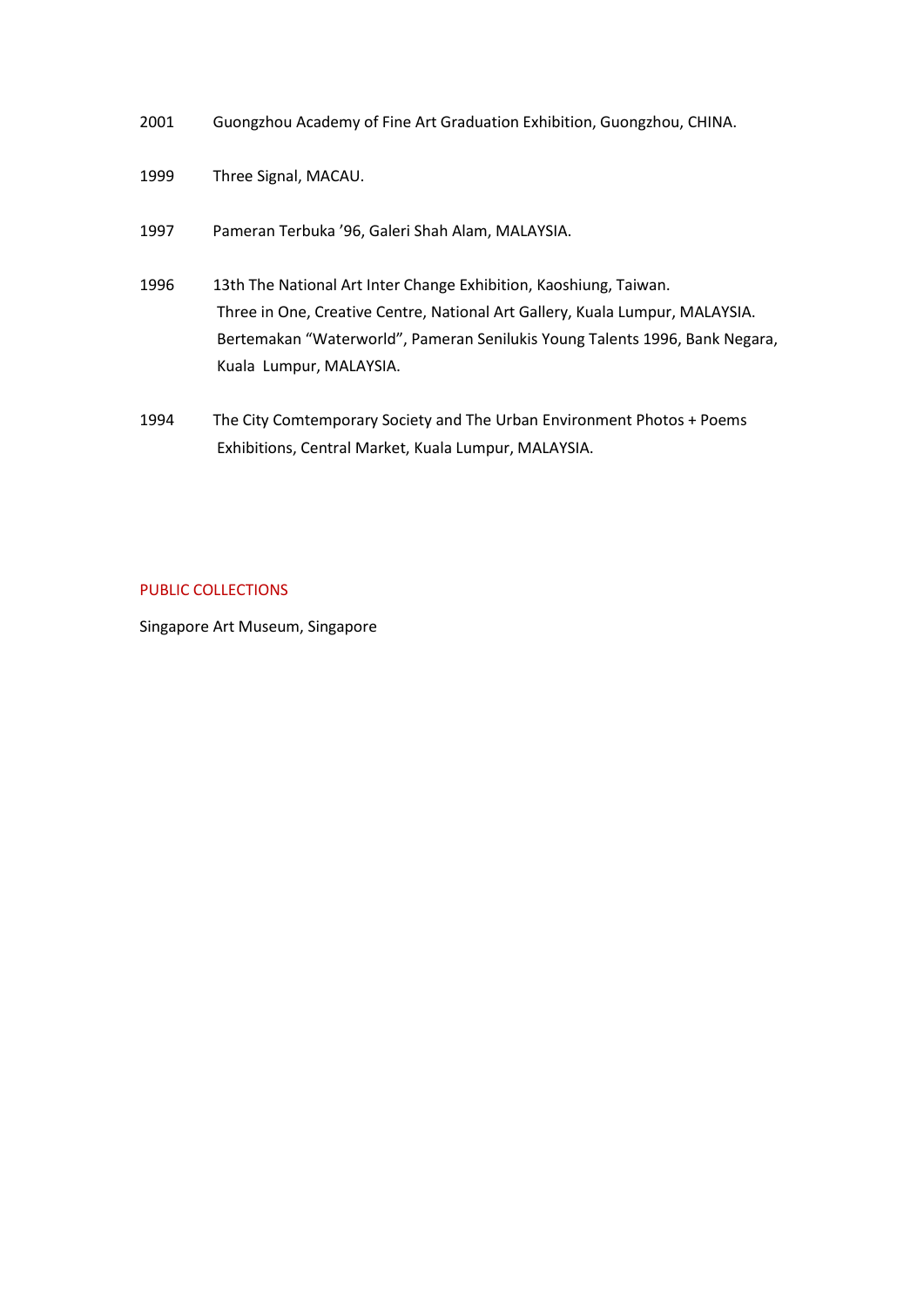2001 Guongzhou Academy of Fine Art Graduation Exhibition, Guongzhou, CHINA.

1999 Three Signal, MACAU.

1997 Pameran Terbuka '96, Galeri Shah Alam, MALAYSIA.

1996 13th The National Art Inter Change Exhibition, Kaoshiung, Taiwan.
Three in One, Creative Centre, National Art Gallery, Kuala Lumpur, MALAYSIA.
Bertemakan "Waterworld", Pameran Senilukis Young Talents 1996, Bank Negara, Kuala Lumpur, MALAYSIA.

1994 The City Comtemporary Society and The Urban Environment Photos + Poems Exhibitions, Central Market, Kuala Lumpur, MALAYSIA.

## PUBLIC COLLECTIONS

Singapore Art Museum, Singapore